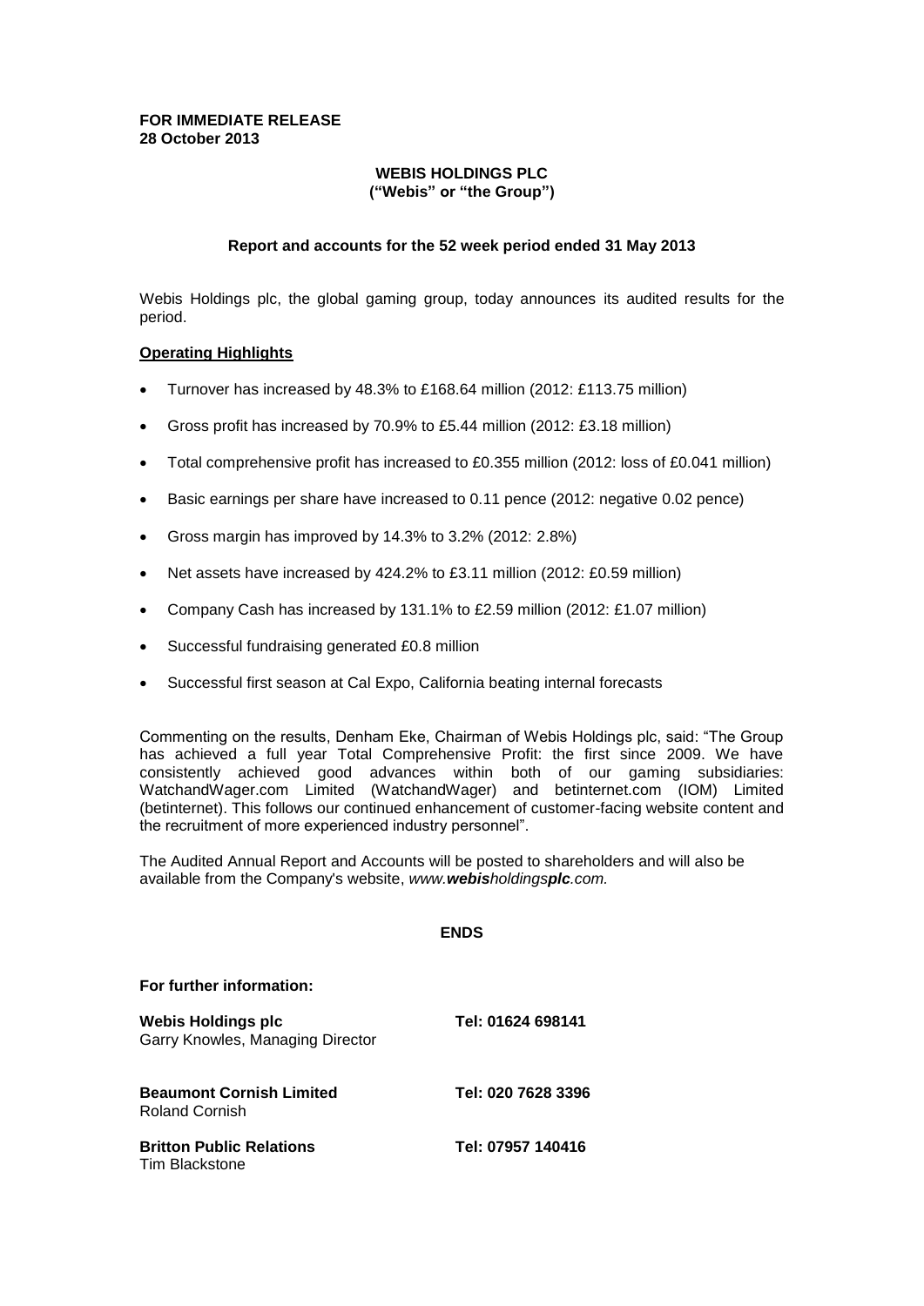**FOR IMMEDIATE RELEASE**
**28 October 2013**

# WEBIS HOLDINGS PLC
**("Webis" or "the Group")**

**Report and accounts for the 52 week period ended 31 May 2013**

Webis Holdings plc, the global gaming group, today announces its audited results for the period.

## Operating Highlights

- Turnover has increased by 48.3% to £168.64 million (2012: £113.75 million)
- Gross profit has increased by 70.9% to £5.44 million (2012: £3.18 million)
- Total comprehensive profit has increased to £0.355 million (2012: loss of £0.041 million)
- Basic earnings per share have increased to 0.11 pence (2012: negative 0.02 pence)
- Gross margin has improved by 14.3% to 3.2% (2012: 2.8%)
- Net assets have increased by 424.2% to £3.11 million (2012: £0.59 million)
- Company Cash has increased by 131.1% to £2.59 million (2012: £1.07 million)
- Successful fundraising generated £0.8 million
- Successful first season at Cal Expo, California beating internal forecasts

Commenting on the results, Denham Eke, Chairman of Webis Holdings plc, said: "The Group has achieved a full year Total Comprehensive Profit: the first since 2009. We have consistently achieved good advances within both of our gaming subsidiaries: WatchandWager.com Limited (WatchandWager) and betinternet.com (IOM) Limited (betinternet). This follows our continued enhancement of customer-facing website content and the recruitment of more experienced industry personnel".

The Audited Annual Report and Accounts will be posted to shareholders and will also be available from the Company's website, *www.**webis**holdings**plc**.com.*

**ENDS**

**For further information:**

| | |
|---|---|
| **Webis Holdings plc**<br>Garry Knowles, Managing Director | **Tel: 01624 698141** |
| **Beaumont Cornish Limited**<br>Roland Cornish | **Tel: 020 7628 3396** |
| **Britton Public Relations**<br>Tim Blackstone | **Tel: 07957 140416** |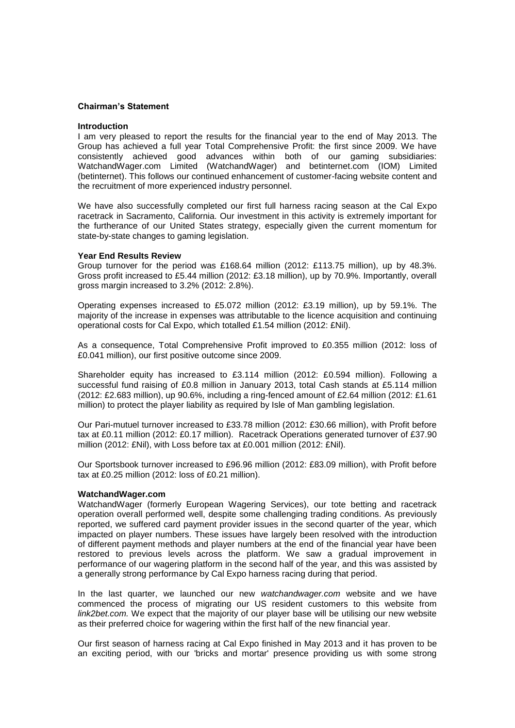## Chairman's Statement

### Introduction

I am very pleased to report the results for the financial year to the end of May 2013. The Group has achieved a full year Total Comprehensive Profit: the first since 2009. We have consistently achieved good advances within both of our gaming subsidiaries: WatchandWager.com Limited (WatchandWager) and betinternet.com (IOM) Limited (betinternet). This follows our continued enhancement of customer-facing website content and the recruitment of more experienced industry personnel.

We have also successfully completed our first full harness racing season at the Cal Expo racetrack in Sacramento, California. Our investment in this activity is extremely important for the furtherance of our United States strategy, especially given the current momentum for state-by-state changes to gaming legislation.

### Year End Results Review

Group turnover for the period was £168.64 million (2012: £113.75 million), up by 48.3%. Gross profit increased to £5.44 million (2012: £3.18 million), up by 70.9%. Importantly, overall gross margin increased to 3.2% (2012: 2.8%).

Operating expenses increased to £5.072 million (2012: £3.19 million), up by 59.1%. The majority of the increase in expenses was attributable to the licence acquisition and continuing operational costs for Cal Expo, which totalled £1.54 million (2012: £Nil).

As a consequence, Total Comprehensive Profit improved to £0.355 million (2012: loss of £0.041 million), our first positive outcome since 2009.

Shareholder equity has increased to £3.114 million (2012: £0.594 million). Following a successful fund raising of £0.8 million in January 2013, total Cash stands at £5.114 million (2012: £2.683 million), up 90.6%, including a ring-fenced amount of £2.64 million (2012: £1.61 million) to protect the player liability as required by Isle of Man gambling legislation.

Our Pari-mutuel turnover increased to £33.78 million (2012: £30.66 million), with Profit before tax at £0.11 million (2012: £0.17 million). Racetrack Operations generated turnover of £37.90 million (2012: £Nil), with Loss before tax at £0.001 million (2012: £Nil).

Our Sportsbook turnover increased to £96.96 million (2012: £83.09 million), with Profit before tax at £0.25 million (2012: loss of £0.21 million).

### WatchandWager.com

WatchandWager (formerly European Wagering Services), our tote betting and racetrack operation overall performed well, despite some challenging trading conditions. As previously reported, we suffered card payment provider issues in the second quarter of the year, which impacted on player numbers. These issues have largely been resolved with the introduction of different payment methods and player numbers at the end of the financial year have been restored to previous levels across the platform. We saw a gradual improvement in performance of our wagering platform in the second half of the year, and this was assisted by a generally strong performance by Cal Expo harness racing during that period.

In the last quarter, we launched our new *watchandwager.com* website and we have commenced the process of migrating our US resident customers to this website from *link2bet.com.* We expect that the majority of our player base will be utilising our new website as their preferred choice for wagering within the first half of the new financial year.

Our first season of harness racing at Cal Expo finished in May 2013 and it has proven to be an exciting period, with our 'bricks and mortar' presence providing us with some strong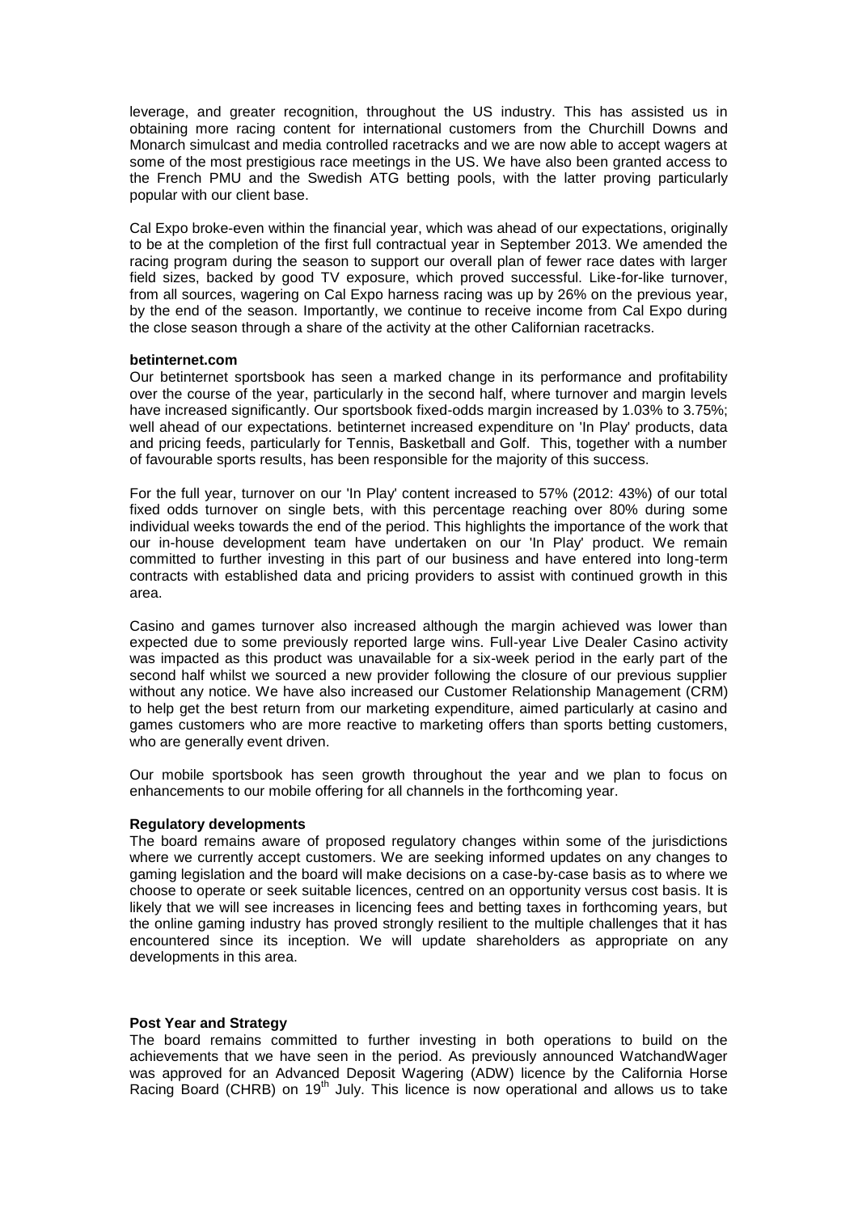leverage, and greater recognition, throughout the US industry. This has assisted us in obtaining more racing content for international customers from the Churchill Downs and Monarch simulcast and media controlled racetracks and we are now able to accept wagers at some of the most prestigious race meetings in the US. We have also been granted access to the French PMU and the Swedish ATG betting pools, with the latter proving particularly popular with our client base.

Cal Expo broke-even within the financial year, which was ahead of our expectations, originally to be at the completion of the first full contractual year in September 2013. We amended the racing program during the season to support our overall plan of fewer race dates with larger field sizes, backed by good TV exposure, which proved successful. Like-for-like turnover, from all sources, wagering on Cal Expo harness racing was up by 26% on the previous year, by the end of the season. Importantly, we continue to receive income from Cal Expo during the close season through a share of the activity at the other Californian racetracks.

**betinternet.com**

Our betinternet sportsbook has seen a marked change in its performance and profitability over the course of the year, particularly in the second half, where turnover and margin levels have increased significantly. Our sportsbook fixed-odds margin increased by 1.03% to 3.75%; well ahead of our expectations. betinternet increased expenditure on 'In Play' products, data and pricing feeds, particularly for Tennis, Basketball and Golf. This, together with a number of favourable sports results, has been responsible for the majority of this success.

For the full year, turnover on our 'In Play' content increased to 57% (2012: 43%) of our total fixed odds turnover on single bets, with this percentage reaching over 80% during some individual weeks towards the end of the period. This highlights the importance of the work that our in-house development team have undertaken on our 'In Play' product. We remain committed to further investing in this part of our business and have entered into long-term contracts with established data and pricing providers to assist with continued growth in this area.

Casino and games turnover also increased although the margin achieved was lower than expected due to some previously reported large wins. Full-year Live Dealer Casino activity was impacted as this product was unavailable for a six-week period in the early part of the second half whilst we sourced a new provider following the closure of our previous supplier without any notice. We have also increased our Customer Relationship Management (CRM) to help get the best return from our marketing expenditure, aimed particularly at casino and games customers who are more reactive to marketing offers than sports betting customers, who are generally event driven.

Our mobile sportsbook has seen growth throughout the year and we plan to focus on enhancements to our mobile offering for all channels in the forthcoming year.

**Regulatory developments**

The board remains aware of proposed regulatory changes within some of the jurisdictions where we currently accept customers. We are seeking informed updates on any changes to gaming legislation and the board will make decisions on a case-by-case basis as to where we choose to operate or seek suitable licences, centred on an opportunity versus cost basis. It is likely that we will see increases in licencing fees and betting taxes in forthcoming years, but the online gaming industry has proved strongly resilient to the multiple challenges that it has encountered since its inception. We will update shareholders as appropriate on any developments in this area.

**Post Year and Strategy**

The board remains committed to further investing in both operations to build on the achievements that we have seen in the period. As previously announced WatchandWager was approved for an Advanced Deposit Wagering (ADW) licence by the California Horse Racing Board (CHRB) on 19th July. This licence is now operational and allows us to take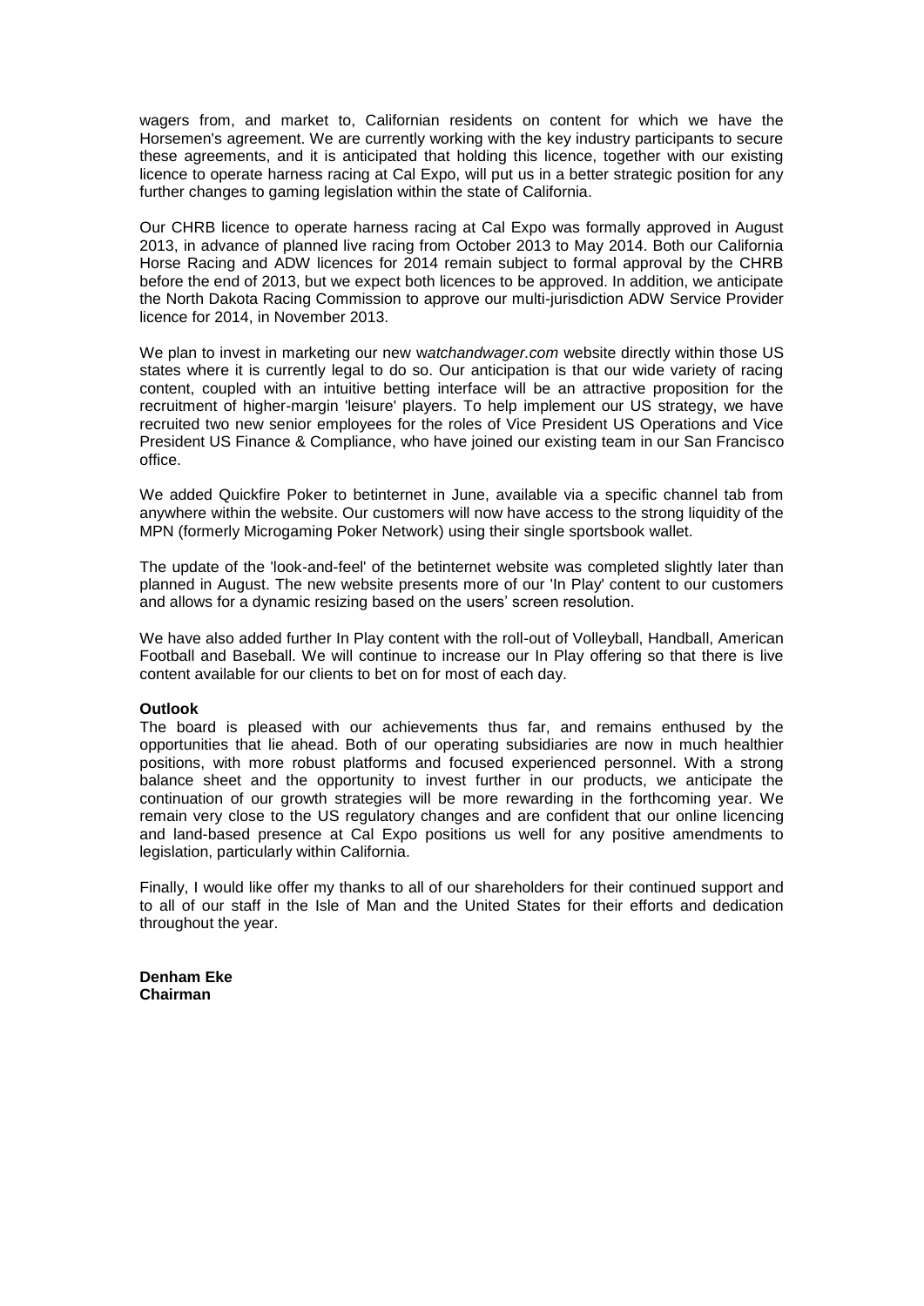wagers from, and market to, Californian residents on content for which we have the Horsemen's agreement. We are currently working with the key industry participants to secure these agreements, and it is anticipated that holding this licence, together with our existing licence to operate harness racing at Cal Expo, will put us in a better strategic position for any further changes to gaming legislation within the state of California.

Our CHRB licence to operate harness racing at Cal Expo was formally approved in August 2013, in advance of planned live racing from October 2013 to May 2014. Both our California Horse Racing and ADW licences for 2014 remain subject to formal approval by the CHRB before the end of 2013, but we expect both licences to be approved. In addition, we anticipate the North Dakota Racing Commission to approve our multi-jurisdiction ADW Service Provider licence for 2014, in November 2013.

We plan to invest in marketing our new w*atchandwager.com* website directly within those US states where it is currently legal to do so. Our anticipation is that our wide variety of racing content, coupled with an intuitive betting interface will be an attractive proposition for the recruitment of higher-margin 'leisure' players. To help implement our US strategy, we have recruited two new senior employees for the roles of Vice President US Operations and Vice President US Finance & Compliance, who have joined our existing team in our San Francisco office.

We added Quickfire Poker to betinternet in June, available via a specific channel tab from anywhere within the website. Our customers will now have access to the strong liquidity of the MPN (formerly Microgaming Poker Network) using their single sportsbook wallet.

The update of the 'look-and-feel' of the betinternet website was completed slightly later than planned in August. The new website presents more of our 'In Play' content to our customers and allows for a dynamic resizing based on the users' screen resolution.

We have also added further In Play content with the roll-out of Volleyball, Handball, American Football and Baseball. We will continue to increase our In Play offering so that there is live content available for our clients to bet on for most of each day.

**Outlook**

The board is pleased with our achievements thus far, and remains enthused by the opportunities that lie ahead. Both of our operating subsidiaries are now in much healthier positions, with more robust platforms and focused experienced personnel. With a strong balance sheet and the opportunity to invest further in our products, we anticipate the continuation of our growth strategies will be more rewarding in the forthcoming year. We remain very close to the US regulatory changes and are confident that our online licencing and land-based presence at Cal Expo positions us well for any positive amendments to legislation, particularly within California.

Finally, I would like offer my thanks to all of our shareholders for their continued support and to all of our staff in the Isle of Man and the United States for their efforts and dedication throughout the year.

**Denham Eke**
**Chairman**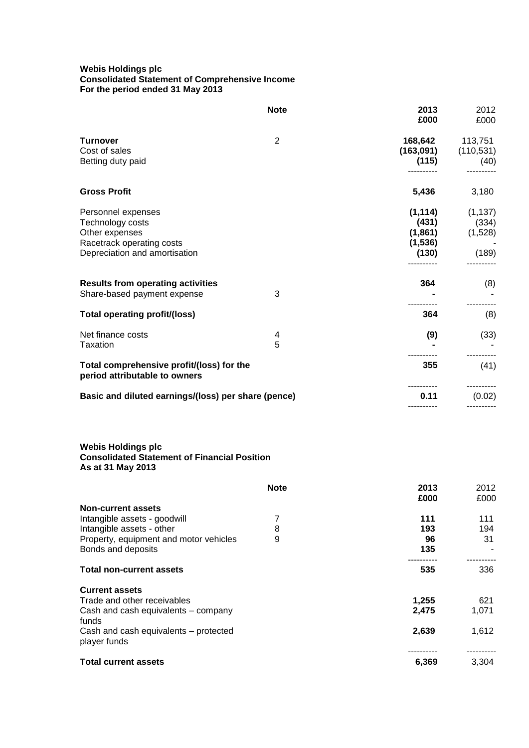**Webis Holdings plc**
**Consolidated Statement of Comprehensive Income**
**For the period ended 31 May 2013**

| | Note | 2013 £000 | 2012 £000 |
|---|---|---|---|
| **Turnover** | 2 | **168,642** | 113,751 |
| Cost of sales | | **(163,091)** | (110,531) |
| Betting duty paid | | **(115)** | (40) |
| **Gross Profit** | | **5,436** | 3,180 |
| Personnel expenses | | **(1,114)** | (1,137) |
| Technology costs | | **(431)** | (334) |
| Other expenses | | **(1,861)** | (1,528) |
| Racetrack operating costs | | **(1,536)** | - |
| Depreciation and amortisation | | **(130)** | (189) |
| **Results from operating activities** | | **364** | (8) |
| Share-based payment expense | 3 | **-** | - |
| **Total operating profit/(loss)** | | **364** | (8) |
| Net finance costs | 4 | **(9)** | (33) |
| Taxation | 5 | **-** | - |
| **Total comprehensive profit/(loss) for the period attributable to owners** | | **355** | (41) |
| **Basic and diluted earnings/(loss) per share (pence)** | | **0.11** | (0.02) |

**Webis Holdings plc**
**Consolidated Statement of Financial Position**
**As at 31 May 2013**

| | Note | 2013 £000 | 2012 £000 |
|---|---|---|---|
| **Non-current assets** | | | |
| Intangible assets - goodwill | 7 | **111** | 111 |
| Intangible assets - other | 8 | **193** | 194 |
| Property, equipment and motor vehicles | 9 | **96** | 31 |
| Bonds and deposits | | **135** | - |
| **Total non-current assets** | | **535** | 336 |
| **Current assets** | | | |
| Trade and other receivables | | **1,255** | 621 |
| Cash and cash equivalents – company funds | | **2,475** | 1,071 |
| Cash and cash equivalents – protected player funds | | **2,639** | 1,612 |
| **Total current assets** | | **6,369** | 3,304 |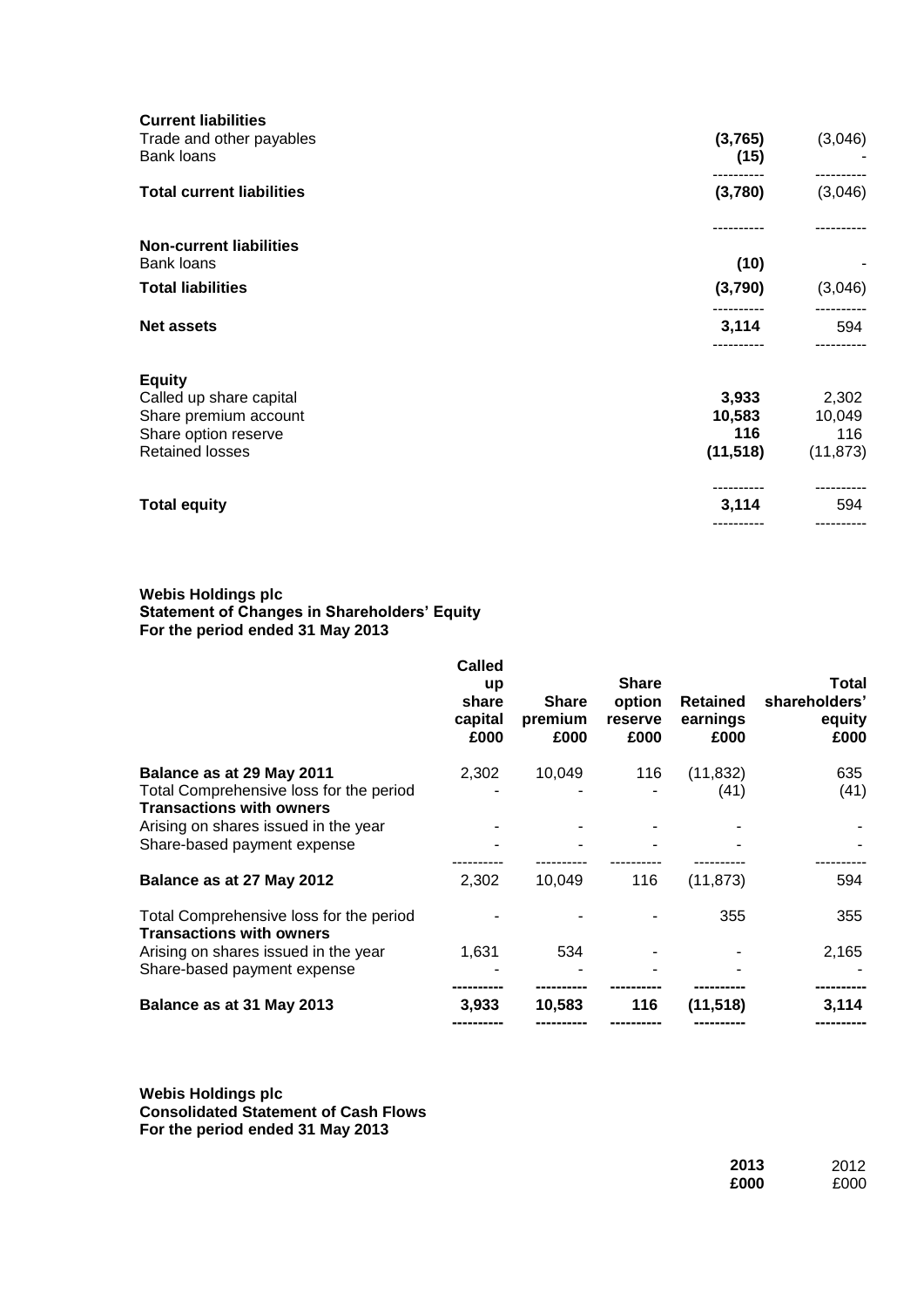| | 2013 | 2012 |
|---|---|---|
| **Current liabilities** | | |
| Trade and other payables | **(3,765)** | (3,046) |
| Bank loans | **(15)** | - |
| **Total current liabilities** | **(3,780)** | (3,046) |
| **Non-current liabilities** | | |
| Bank loans | **(10)** | - |
| **Total liabilities** | **(3,790)** | (3,046) |
| **Net assets** | **3,114** | 594 |
| **Equity** | | |
| Called up share capital | **3,933** | 2,302 |
| Share premium account | **10,583** | 10,049 |
| Share option reserve | **116** | 116 |
| Retained losses | **(11,518)** | (11,873) |
| **Total equity** | **3,114** | 594 |

**Webis Holdings plc**
**Statement of Changes in Shareholders' Equity**
**For the period ended 31 May 2013**

| | Called up share capital £000 | Share premium £000 | Share option reserve £000 | Retained earnings £000 | Total shareholders' equity £000 |
|---|---|---|---|---|---|
| **Balance as at 29 May 2011** | 2,302 | 10,049 | 116 | (11,832) | 635 |
| Total Comprehensive loss for the period | - | - | - | (41) | (41) |
| **Transactions with owners** | | | | | |
| Arising on shares issued in the year | - | - | - | - | - |
| Share-based payment expense | - | - | - | - | - |
| **Balance as at 27 May 2012** | 2,302 | 10,049 | 116 | (11,873) | 594 |
| Total Comprehensive loss for the period | - | - | - | 355 | 355 |
| **Transactions with owners** | | | | | |
| Arising on shares issued in the year | 1,631 | 534 | - | - | 2,165 |
| Share-based payment expense | - | - | - | - | - |
| **Balance as at 31 May 2013** | **3,933** | **10,583** | **116** | **(11,518)** | **3,114** |

**Webis Holdings plc**
**Consolidated Statement of Cash Flows**
**For the period ended 31 May 2013**

| | 2013 £000 | 2012 £000 |
|---|---|---|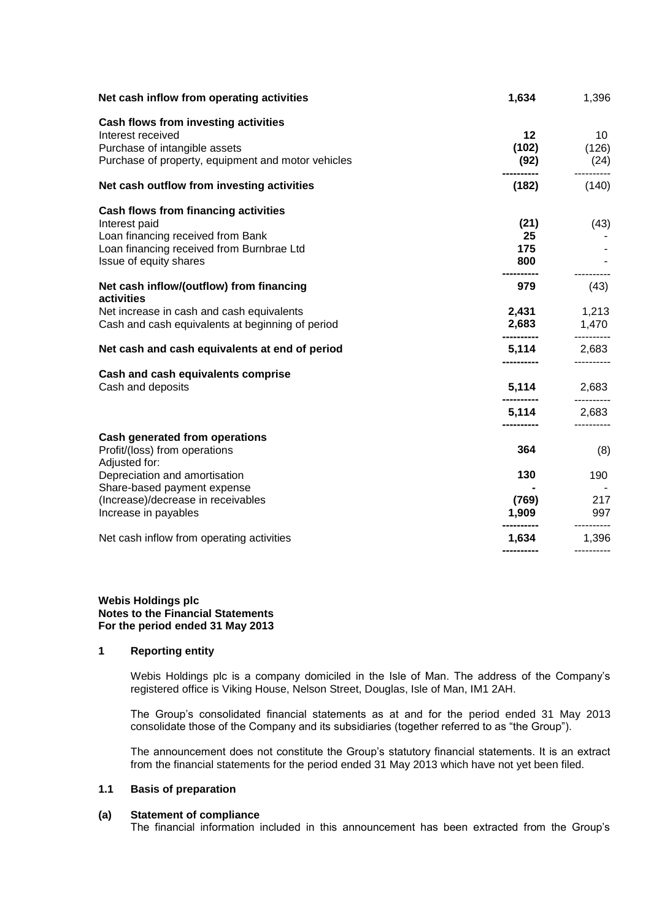| | 2013 | 2012 |
|---|---|---|
| **Net cash inflow from operating activities** | **1,634** | 1,396 |
| **Cash flows from investing activities** | | |
| Interest received | **12** | 10 |
| Purchase of intangible assets | **(102)** | (126) |
| Purchase of property, equipment and motor vehicles | **(92)** | (24) |
| **Net cash outflow from investing activities** | **(182)** | (140) |
| **Cash flows from financing activities** | | |
| Interest paid | **(21)** | (43) |
| Loan financing received from Bank | **25** | - |
| Loan financing received from Burnbrae Ltd | **175** | - |
| Issue of equity shares | **800** | - |
| **Net cash inflow/(outflow) from financing activities** | **979** | (43) |
| Net increase in cash and cash equivalents | **2,431** | 1,213 |
| Cash and cash equivalents at beginning of period | **2,683** | 1,470 |
| **Net cash and cash equivalents at end of period** | **5,114** | 2,683 |
| **Cash and cash equivalents comprise** | | |
| Cash and deposits | **5,114** | 2,683 |
| | **5,114** | 2,683 |
| **Cash generated from operations** | | |
| Profit/(loss) from operations | **364** | (8) |
| Adjusted for: | | |
| Depreciation and amortisation | **130** | 190 |
| Share-based payment expense | **-** | - |
| (Increase)/decrease in receivables | **(769)** | 217 |
| Increase in payables | **1,909** | 997 |
| Net cash inflow from operating activities | **1,634** | 1,396 |

**Webis Holdings plc**
**Notes to the Financial Statements**
**For the period ended 31 May 2013**

## 1 Reporting entity

Webis Holdings plc is a company domiciled in the Isle of Man. The address of the Company's registered office is Viking House, Nelson Street, Douglas, Isle of Man, IM1 2AH.

The Group's consolidated financial statements as at and for the period ended 31 May 2013 consolidate those of the Company and its subsidiaries (together referred to as "the Group").

The announcement does not constitute the Group's statutory financial statements. It is an extract from the financial statements for the period ended 31 May 2013 which have not yet been filed.

### 1.1 Basis of preparation

**(a) Statement of compliance**

The financial information included in this announcement has been extracted from the Group's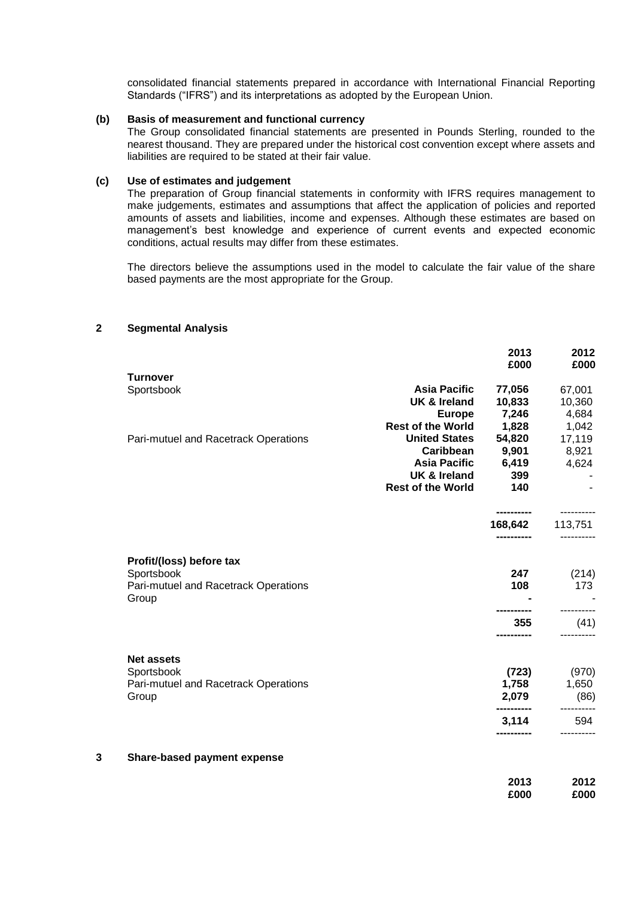consolidated financial statements prepared in accordance with International Financial Reporting Standards ("IFRS") and its interpretations as adopted by the European Union.

**(b) Basis of measurement and functional currency**

The Group consolidated financial statements are presented in Pounds Sterling, rounded to the nearest thousand. They are prepared under the historical cost convention except where assets and liabilities are required to be stated at their fair value.

**(c) Use of estimates and judgement**

The preparation of Group financial statements in conformity with IFRS requires management to make judgements, estimates and assumptions that affect the application of policies and reported amounts of assets and liabilities, income and expenses. Although these estimates are based on management's best knowledge and experience of current events and expected economic conditions, actual results may differ from these estimates.

The directors believe the assumptions used in the model to calculate the fair value of the share based payments are the most appropriate for the Group.

## 2 Segmental Analysis

| | | 2013 £000 | 2012 £000 |
|---|---|---|---|
| **Turnover** | | | |
| Sportsbook | **Asia Pacific** | **77,056** | 67,001 |
| | **UK & Ireland** | **10,833** | 10,360 |
| | **Europe** | **7,246** | 4,684 |
| | **Rest of the World** | **1,828** | 1,042 |
| Pari-mutuel and Racetrack Operations | **United States** | **54,820** | 17,119 |
| | **Caribbean** | **9,901** | 8,921 |
| | **Asia Pacific** | **6,419** | 4,624 |
| | **UK & Ireland** | **399** | - |
| | **Rest of the World** | **140** | - |
| | | **168,642** | 113,751 |
| **Profit/(loss) before tax** | | | |
| Sportsbook | | **247** | (214) |
| Pari-mutuel and Racetrack Operations | | **108** | 173 |
| Group | | **-** | - |
| | | **355** | (41) |
| **Net assets** | | | |
| Sportsbook | | **(723)** | (970) |
| Pari-mutuel and Racetrack Operations | | **1,758** | 1,650 |
| Group | | **2,079** | (86) |
| | | **3,114** | 594 |

## 3 Share-based payment expense

| | 2013 £000 | 2012 £000 |
|---|---|---|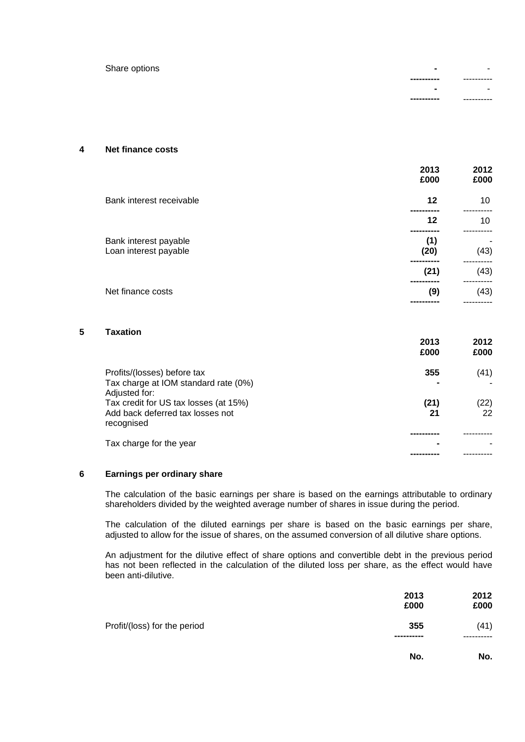| | | |
|---|---|---|
| Share options | **-** | - |
| | **-** | - |

## 4 Net finance costs

| | 2013 £000 | 2012 £000 |
|---|---|---|
| Bank interest receivable | **12** | 10 |
| | **12** | 10 |
| Bank interest payable | **(1)** | - |
| Loan interest payable | **(20)** | (43) |
| | **(21)** | (43) |
| Net finance costs | **(9)** | (43) |

## 5 Taxation

| | 2013 £000 | 2012 £000 |
|---|---|---|
| Profits/(losses) before tax | **355** | (41) |
| Tax charge at IOM standard rate (0%) | **-** | - |
| Adjusted for: | | |
| Tax credit for US tax losses (at 15%) | **(21)** | (22) |
| Add back deferred tax losses not recognised | **21** | 22 |
| Tax charge for the year | **-** | - |

## 6 Earnings per ordinary share

The calculation of the basic earnings per share is based on the earnings attributable to ordinary shareholders divided by the weighted average number of shares in issue during the period.

The calculation of the diluted earnings per share is based on the basic earnings per share, adjusted to allow for the issue of shares, on the assumed conversion of all dilutive share options.

An adjustment for the dilutive effect of share options and convertible debt in the previous period has not been reflected in the calculation of the diluted loss per share, as the effect would have been anti-dilutive.

| | 2013 £000 | 2012 £000 |
|---|---|---|
| Profit/(loss) for the period | **355** | (41) |
| | **No.** | **No.** |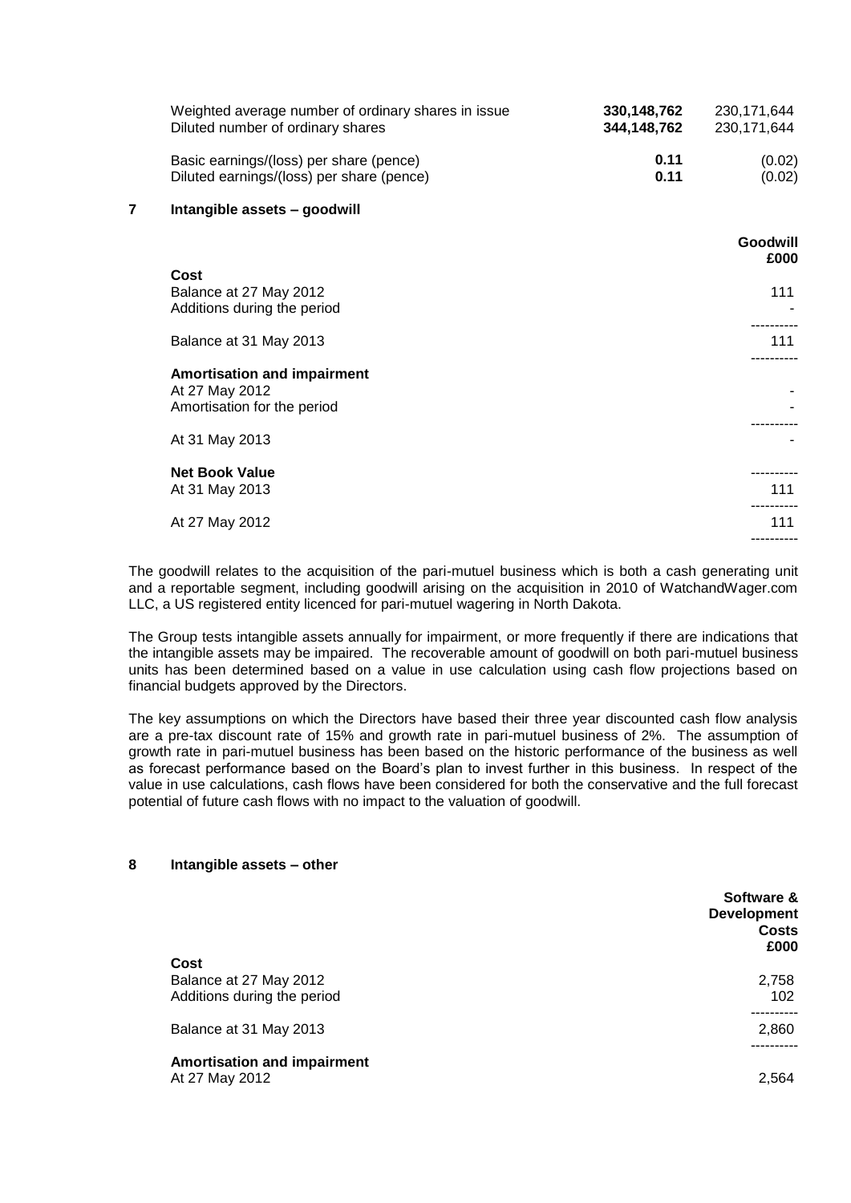| | | |
|---|---|---|
| Weighted average number of ordinary shares in issue | **330,148,762** | 230,171,644 |
| Diluted number of ordinary shares | **344,148,762** | 230,171,644 |
| Basic earnings/(loss) per share (pence) | **0.11** | (0.02) |
| Diluted earnings/(loss) per share (pence) | **0.11** | (0.02) |

## 7 Intangible assets – goodwill

| | Goodwill £000 |
|---|---|
| **Cost** | |
| Balance at 27 May 2012 | 111 |
| Additions during the period | - |
| Balance at 31 May 2013 | 111 |
| **Amortisation and impairment** | |
| At 27 May 2012 | - |
| Amortisation for the period | - |
| At 31 May 2013 | - |
| **Net Book Value** | |
| At 31 May 2013 | 111 |
| At 27 May 2012 | 111 |

The goodwill relates to the acquisition of the pari-mutuel business which is both a cash generating unit and a reportable segment, including goodwill arising on the acquisition in 2010 of WatchandWager.com LLC, a US registered entity licenced for pari-mutuel wagering in North Dakota.

The Group tests intangible assets annually for impairment, or more frequently if there are indications that the intangible assets may be impaired. The recoverable amount of goodwill on both pari-mutuel business units has been determined based on a value in use calculation using cash flow projections based on financial budgets approved by the Directors.

The key assumptions on which the Directors have based their three year discounted cash flow analysis are a pre-tax discount rate of 15% and growth rate in pari-mutuel business of 2%. The assumption of growth rate in pari-mutuel business has been based on the historic performance of the business as well as forecast performance based on the Board's plan to invest further in this business. In respect of the value in use calculations, cash flows have been considered for both the conservative and the full forecast potential of future cash flows with no impact to the valuation of goodwill.

## 8 Intangible assets – other

| | Software & Development Costs £000 |
|---|---|
| **Cost** | |
| Balance at 27 May 2012 | 2,758 |
| Additions during the period | 102 |
| Balance at 31 May 2013 | 2,860 |
| **Amortisation and impairment** | |
| At 27 May 2012 | 2,564 |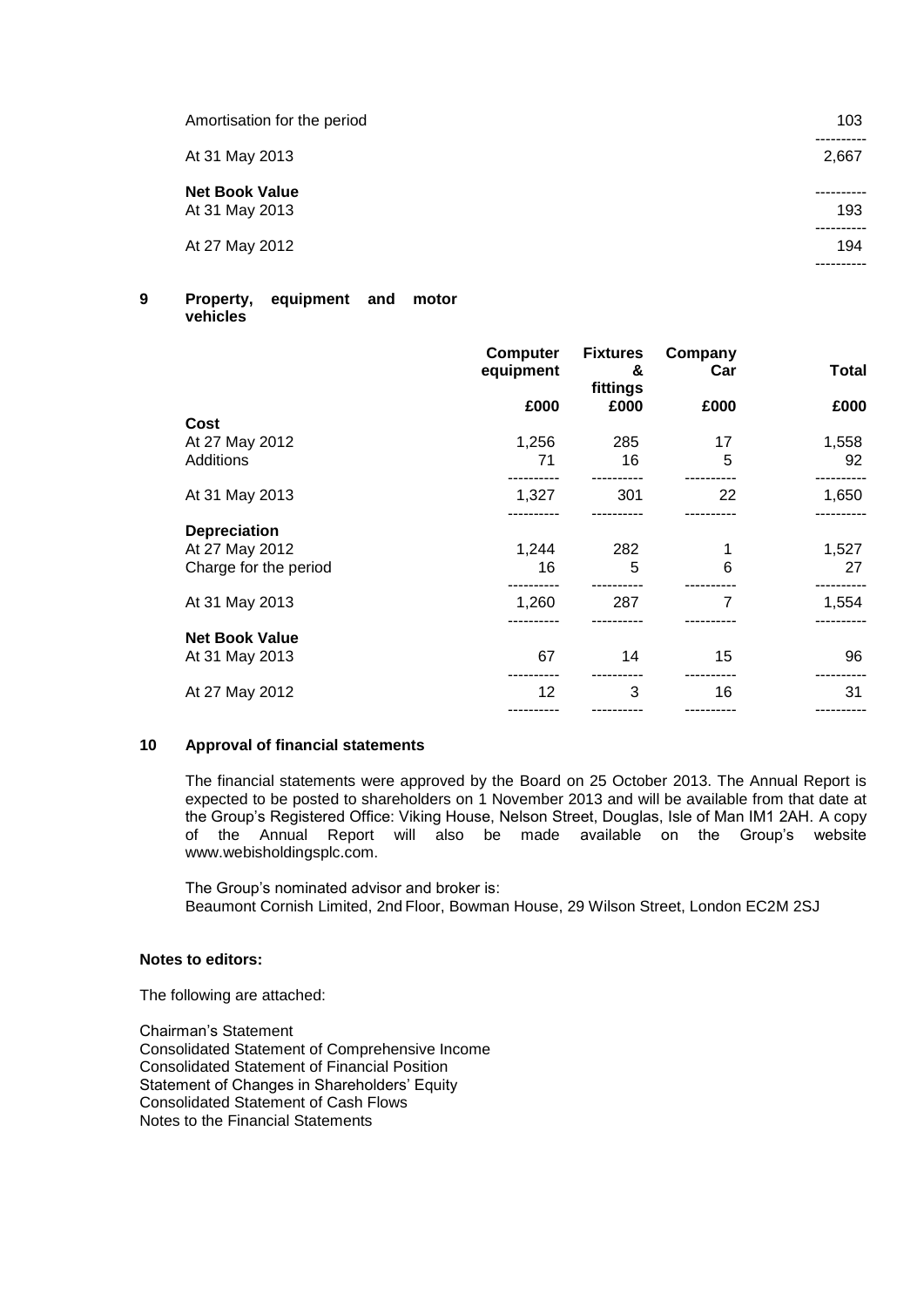| | |
|---|---|
| Amortisation for the period | 103 |
| At 31 May 2013 | 2,667 |
| **Net Book Value** | |
| At 31 May 2013 | 193 |
| At 27 May 2012 | 194 |

## 9 Property, equipment and motor vehicles

| | Computer equipment | Fixtures & fittings | Company Car | Total |
|---|---|---|---|---|
| | £000 | £000 | £000 | £000 |
| **Cost** | | | | |
| At 27 May 2012 | 1,256 | 285 | 17 | 1,558 |
| Additions | 71 | 16 | 5 | 92 |
| At 31 May 2013 | 1,327 | 301 | 22 | 1,650 |
| **Depreciation** | | | | |
| At 27 May 2012 | 1,244 | 282 | 1 | 1,527 |
| Charge for the period | 16 | 5 | 6 | 27 |
| At 31 May 2013 | 1,260 | 287 | 7 | 1,554 |
| **Net Book Value** | | | | |
| At 31 May 2013 | 67 | 14 | 15 | 96 |
| At 27 May 2012 | 12 | 3 | 16 | 31 |

## 10 Approval of financial statements

The financial statements were approved by the Board on 25 October 2013. The Annual Report is expected to be posted to shareholders on 1 November 2013 and will be available from that date at the Group's Registered Office: Viking House, Nelson Street, Douglas, Isle of Man IM1 2AH. A copy of the Annual Report will also be made available on the Group's website www.webisholdingsplc.com.

The Group's nominated advisor and broker is:
Beaumont Cornish Limited, 2nd Floor, Bowman House, 29 Wilson Street, London EC2M 2SJ

**Notes to editors:**

The following are attached:

Chairman's Statement
Consolidated Statement of Comprehensive Income
Consolidated Statement of Financial Position
Statement of Changes in Shareholders' Equity
Consolidated Statement of Cash Flows
Notes to the Financial Statements